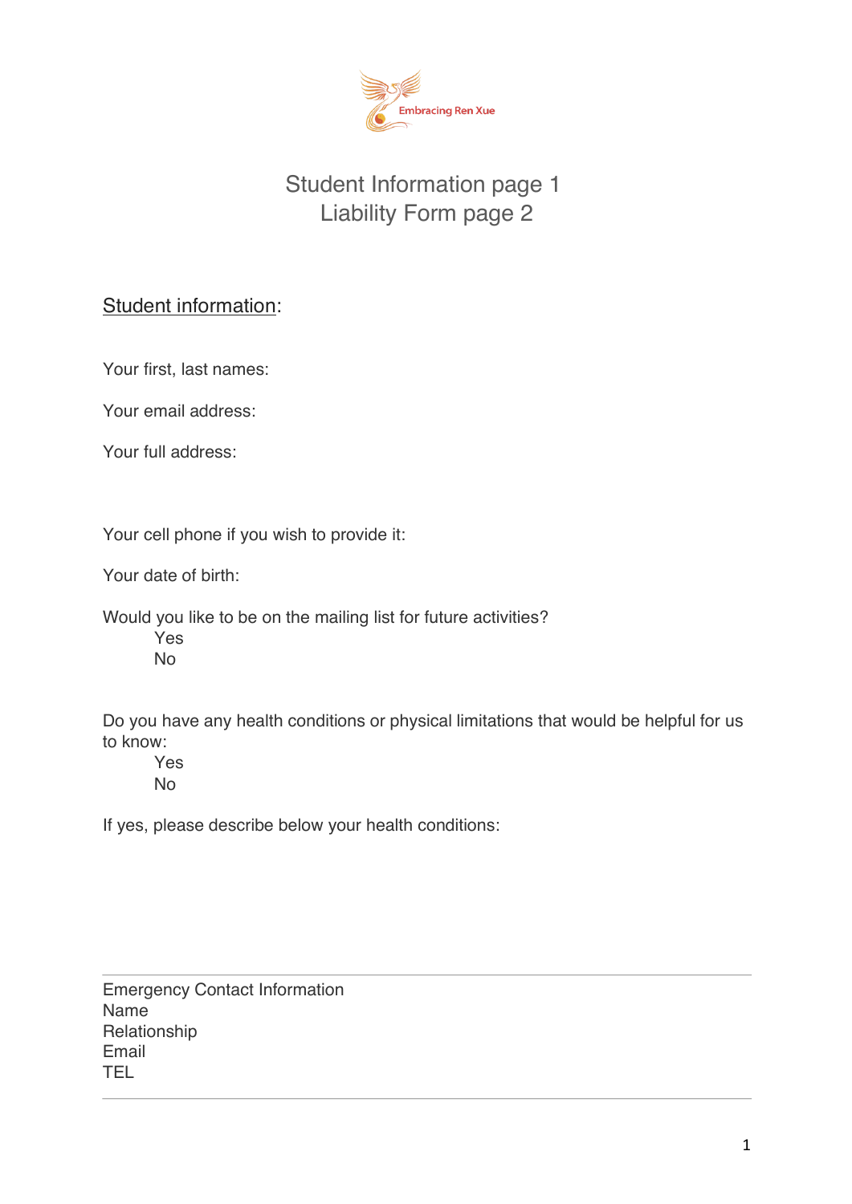Embracing Ren Xue

# Student Information page 1
# Liability Form page 2

## Student information:

Your first, last names:

Your email address:

Your full address:

Your cell phone if you wish to provide it:

Your date of birth:

Would you like to be on the mailing list for future activities?

- Yes
- No

Do you have any health conditions or physical limitations that would be helpful for us to know:

- Yes
- No

If yes, please describe below your health conditions:

---

Emergency Contact Information
Name
Relationship
Email
TEL

---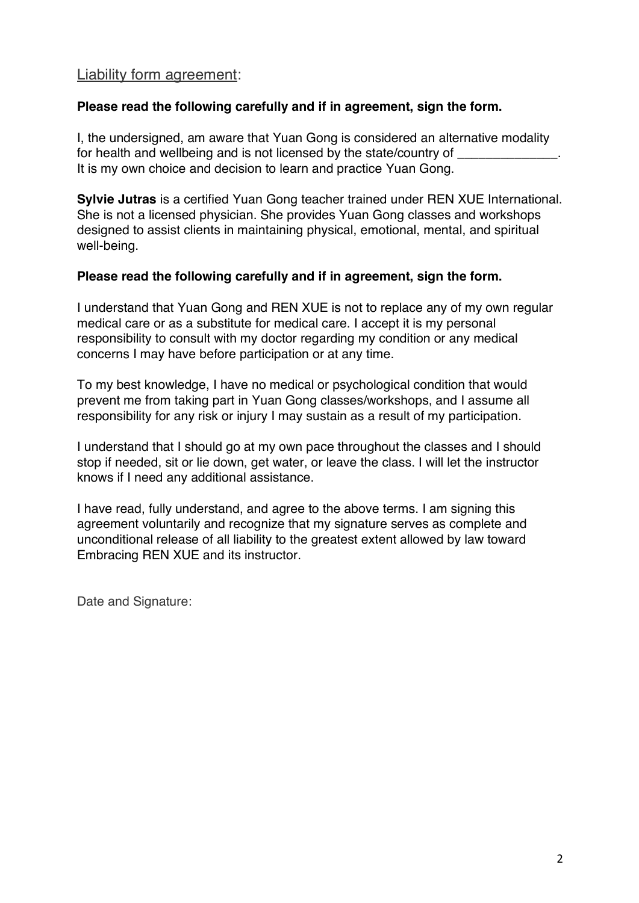## Liability form agreement:

**Please read the following carefully and if in agreement, sign the form.**

I, the undersigned, am aware that Yuan Gong is considered an alternative modality for health and wellbeing and is not licensed by the state/country of ______________. It is my own choice and decision to learn and practice Yuan Gong.

**Sylvie Jutras** is a certified Yuan Gong teacher trained under REN XUE International. She is not a licensed physician. She provides Yuan Gong classes and workshops designed to assist clients in maintaining physical, emotional, mental, and spiritual well-being.

**Please read the following carefully and if in agreement, sign the form.**

I understand that Yuan Gong and REN XUE is not to replace any of my own regular medical care or as a substitute for medical care. I accept it is my personal responsibility to consult with my doctor regarding my condition or any medical concerns I may have before participation or at any time.

To my best knowledge, I have no medical or psychological condition that would prevent me from taking part in Yuan Gong classes/workshops, and I assume all responsibility for any risk or injury I may sustain as a result of my participation.

I understand that I should go at my own pace throughout the classes and I should stop if needed, sit or lie down, get water, or leave the class. I will let the instructor knows if I need any additional assistance.

I have read, fully understand, and agree to the above terms. I am signing this agreement voluntarily and recognize that my signature serves as complete and unconditional release of all liability to the greatest extent allowed by law toward Embracing REN XUE and its instructor.

Date and Signature: